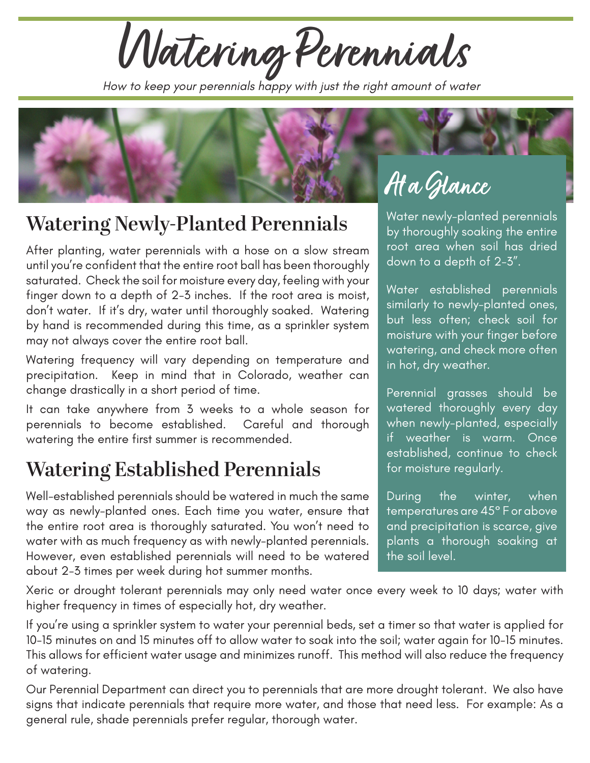# Watering Perennials

*How to keep your perennials happy with just the right amount of water*

## Watering Newly-Planted Perennials

After planting, water perennials with a hose on a slow stream until you're confident that the entire root ball has been thoroughly saturated. Check the soil for moisture every day, feeling with your finger down to a depth of 2-3 inches. If the root area is moist, don't water. If it's dry, water until thoroughly soaked. Watering by hand is recommended during this time, as a sprinkler system may not always cover the entire root ball.

Watering frequency will vary depending on temperature and precipitation. Keep in mind that in Colorado, weather can change drastically in a short period of time.

It can take anywhere from 3 weeks to a whole season for perennials to become established. Careful and thorough watering the entire first summer is recommended.

## Watering Established Perennials

Well-established perennials should be watered in much the same way as newly-planted ones. Each time you water, ensure that the entire root area is thoroughly saturated. You won't need to water with as much frequency as with newly-planted perennials. However, even established perennials will need to be watered about 2-3 times per week during hot summer months.

Xeric or drought tolerant perennials may only need water once every week to 10 days; water with higher frequency in times of especially hot, dry weather.

If you're using a sprinkler system to water your perennial beds, set a timer so that water is applied for 10-15 minutes on and 15 minutes off to allow water to soak into the soil; water again for 10-15 minutes. This allows for efficient water usage and minimizes runoff. This method will also reduce the frequency of watering.

Our Perennial Department can direct you to perennials that are more drought tolerant. We also have signs that indicate perennials that require more water, and those that need less. For example: As a general rule, shade perennials prefer regular, thorough water.

## At a Glance

Water newly-planted perennials by thoroughly soaking the entire root area when soil has dried down to a depth of 2-3".

Water established perennials similarly to newly-planted ones, but less often; check soil for moisture with your finger before watering, and check more often in hot, dry weather.

Perennial grasses should be watered thoroughly every day when newly-planted, especially if weather is warm. Once established, continue to check for moisture regularly.

During the winter, when temperatures are 45° F or above and precipitation is scarce, give plants a thorough soaking at the soil level.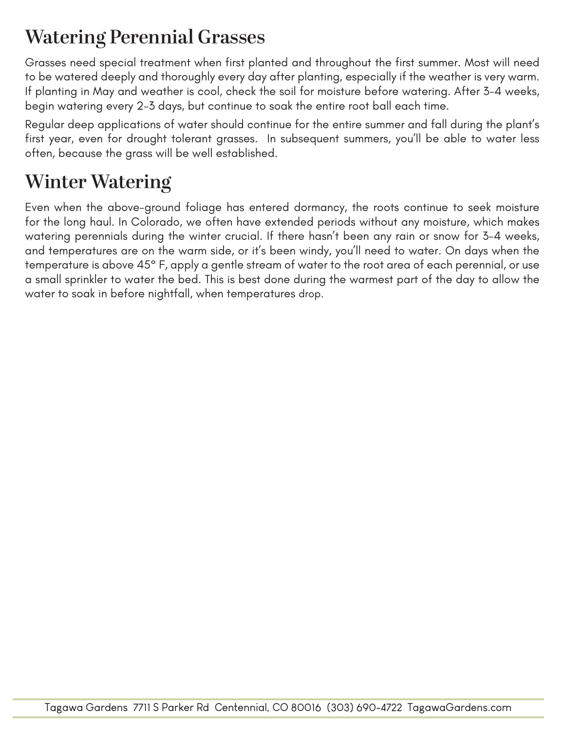## Watering Perennial Grasses

Grasses need special treatment when first planted and throughout the first summer. Most will need to be watered deeply and thoroughly every day after planting, especially if the weather is very warm. If planting in May and weather is cool, check the soil for moisture before watering. After 3-4 weeks, begin watering every 2-3 days, but continue to soak the entire root ball each time.

Regular deep applications of water should continue for the entire summer and fall during the plant's first year, even for drought tolerant grasses. In subsequent summers, you'll be able to water less often, because the grass will be well established.

## Winter Watering

Even when the above-ground foliage has entered dormancy, the roots continue to seek moisture for the long haul. In Colorado, we often have extended periods without any moisture, which makes watering perennials during the winter crucial. If there hasn't been any rain or snow for 3-4 weeks, and temperatures are on the warm side, or it's been windy, you'll need to water. On days when the temperature is above 45° F, apply a gentle stream of water to the root area of each perennial, or use a small sprinkler to water the bed. This is best done during the warmest part of the day to allow the water to soak in before nightfall, when temperatures drop.